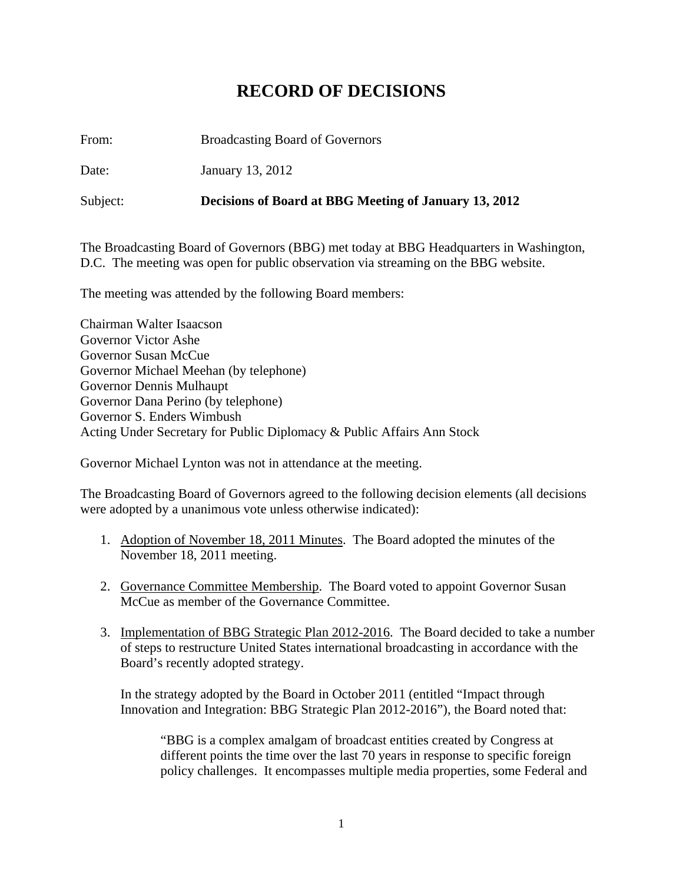# RECORD OF DECISIONS

From: Broadcasting Board of Governors

Date: January 13, 2012

Subject: **Decisions of Board at BBG Meeting of January 13, 2012**

The Broadcasting Board of Governors (BBG) met today at BBG Headquarters in Washington, D.C. The meeting was open for public observation via streaming on the BBG website.

The meeting was attended by the following Board members:

Chairman Walter Isaacson
Governor Victor Ashe
Governor Susan McCue
Governor Michael Meehan (by telephone)
Governor Dennis Mulhaupt
Governor Dana Perino (by telephone)
Governor S. Enders Wimbush
Acting Under Secretary for Public Diplomacy & Public Affairs Ann Stock

Governor Michael Lynton was not in attendance at the meeting.

The Broadcasting Board of Governors agreed to the following decision elements (all decisions were adopted by a unanimous vote unless otherwise indicated):

1. <u>Adoption of November 18, 2011 Minutes</u>. The Board adopted the minutes of the November 18, 2011 meeting.

2. <u>Governance Committee Membership</u>. The Board voted to appoint Governor Susan McCue as member of the Governance Committee.

3. <u>Implementation of BBG Strategic Plan 2012-2016</u>. The Board decided to take a number of steps to restructure United States international broadcasting in accordance with the Board's recently adopted strategy.

   In the strategy adopted by the Board in October 2011 (entitled "Impact through Innovation and Integration: BBG Strategic Plan 2012-2016"), the Board noted that:

   > "BBG is a complex amalgam of broadcast entities created by Congress at different points the time over the last 70 years in response to specific foreign policy challenges. It encompasses multiple media properties, some Federal and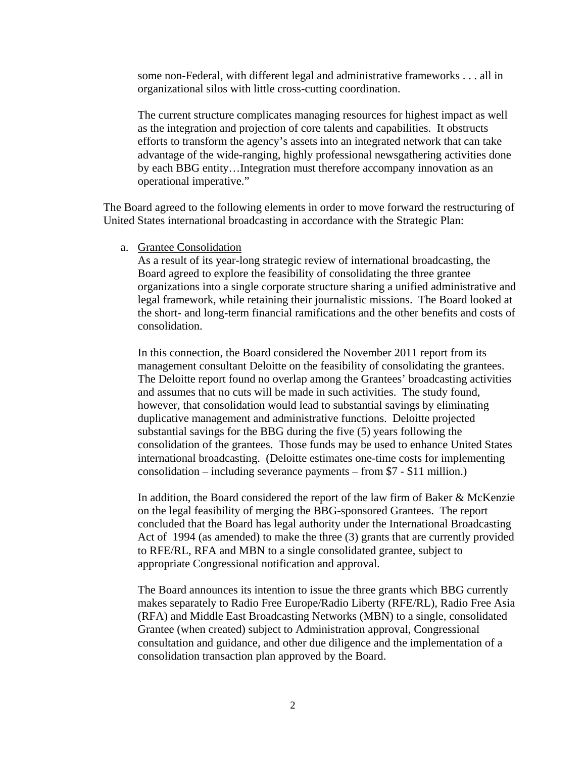some non-Federal, with different legal and administrative frameworks . . . all in organizational silos with little cross-cutting coordination.

The current structure complicates managing resources for highest impact as well as the integration and projection of core talents and capabilities. It obstructs efforts to transform the agency's assets into an integrated network that can take advantage of the wide-ranging, highly professional newsgathering activities done by each BBG entity…Integration must therefore accompany innovation as an operational imperative."

The Board agreed to the following elements in order to move forward the restructuring of United States international broadcasting in accordance with the Strategic Plan:

a. Grantee Consolidation

As a result of its year-long strategic review of international broadcasting, the Board agreed to explore the feasibility of consolidating the three grantee organizations into a single corporate structure sharing a unified administrative and legal framework, while retaining their journalistic missions. The Board looked at the short- and long-term financial ramifications and the other benefits and costs of consolidation.

In this connection, the Board considered the November 2011 report from its management consultant Deloitte on the feasibility of consolidating the grantees. The Deloitte report found no overlap among the Grantees' broadcasting activities and assumes that no cuts will be made in such activities. The study found, however, that consolidation would lead to substantial savings by eliminating duplicative management and administrative functions. Deloitte projected substantial savings for the BBG during the five (5) years following the consolidation of the grantees. Those funds may be used to enhance United States international broadcasting. (Deloitte estimates one-time costs for implementing consolidation – including severance payments – from $7 - $11 million.)

In addition, the Board considered the report of the law firm of Baker & McKenzie on the legal feasibility of merging the BBG-sponsored Grantees. The report concluded that the Board has legal authority under the International Broadcasting Act of 1994 (as amended) to make the three (3) grants that are currently provided to RFE/RL, RFA and MBN to a single consolidated grantee, subject to appropriate Congressional notification and approval.

The Board announces its intention to issue the three grants which BBG currently makes separately to Radio Free Europe/Radio Liberty (RFE/RL), Radio Free Asia (RFA) and Middle East Broadcasting Networks (MBN) to a single, consolidated Grantee (when created) subject to Administration approval, Congressional consultation and guidance, and other due diligence and the implementation of a consolidation transaction plan approved by the Board.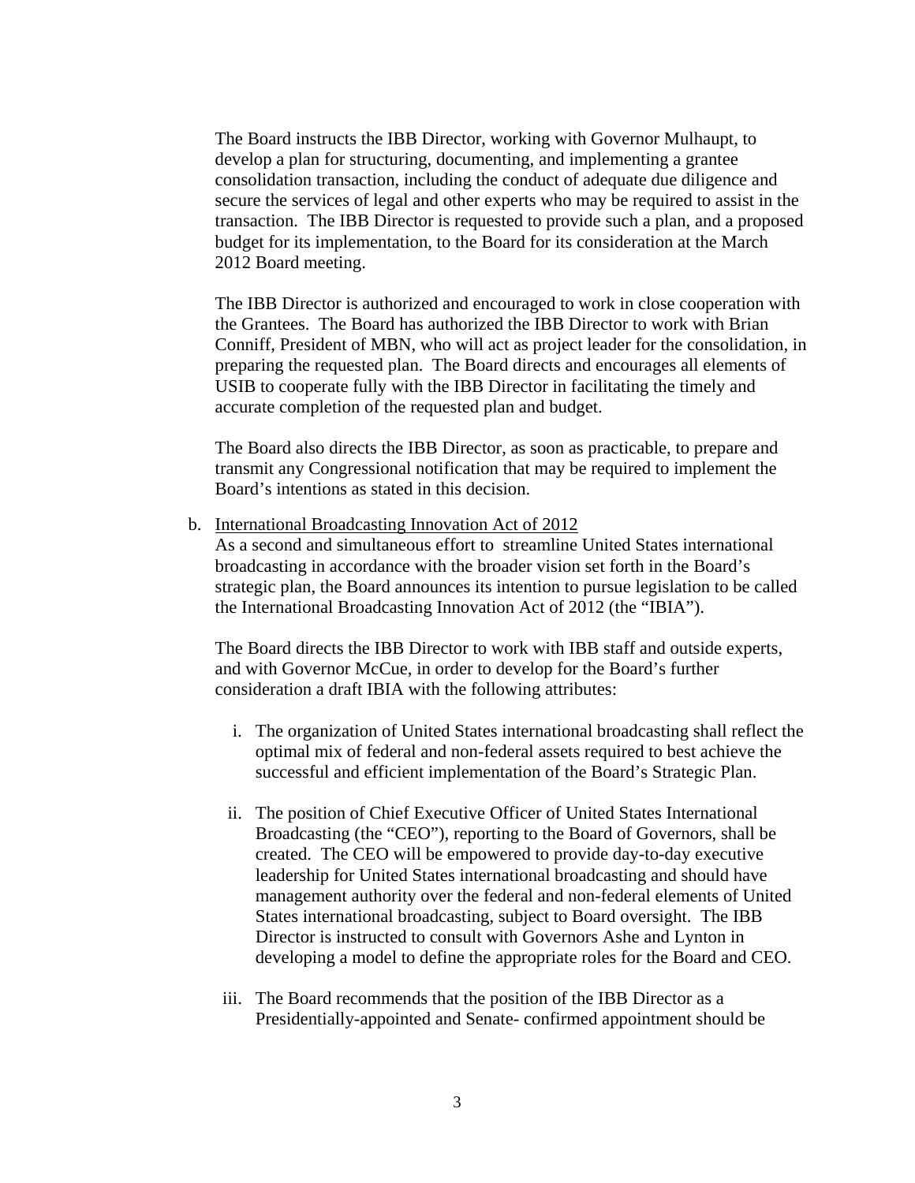The Board instructs the IBB Director, working with Governor Mulhaupt, to develop a plan for structuring, documenting, and implementing a grantee consolidation transaction, including the conduct of adequate due diligence and secure the services of legal and other experts who may be required to assist in the transaction. The IBB Director is requested to provide such a plan, and a proposed budget for its implementation, to the Board for its consideration at the March 2012 Board meeting.

The IBB Director is authorized and encouraged to work in close cooperation with the Grantees. The Board has authorized the IBB Director to work with Brian Conniff, President of MBN, who will act as project leader for the consolidation, in preparing the requested plan. The Board directs and encourages all elements of USIB to cooperate fully with the IBB Director in facilitating the timely and accurate completion of the requested plan and budget.

The Board also directs the IBB Director, as soon as practicable, to prepare and transmit any Congressional notification that may be required to implement the Board's intentions as stated in this decision.

b. <u>International Broadcasting Innovation Act of 2012</u>
   As a second and simultaneous effort to streamline United States international broadcasting in accordance with the broader vision set forth in the Board's strategic plan, the Board announces its intention to pursue legislation to be called the International Broadcasting Innovation Act of 2012 (the "IBIA").

   The Board directs the IBB Director to work with IBB staff and outside experts, and with Governor McCue, in order to develop for the Board's further consideration a draft IBIA with the following attributes:

   i. The organization of United States international broadcasting shall reflect the optimal mix of federal and non-federal assets required to best achieve the successful and efficient implementation of the Board's Strategic Plan.

   ii. The position of Chief Executive Officer of United States International Broadcasting (the "CEO"), reporting to the Board of Governors, shall be created. The CEO will be empowered to provide day-to-day executive leadership for United States international broadcasting and should have management authority over the federal and non-federal elements of United States international broadcasting, subject to Board oversight. The IBB Director is instructed to consult with Governors Ashe and Lynton in developing a model to define the appropriate roles for the Board and CEO.

   iii. The Board recommends that the position of the IBB Director as a Presidentially-appointed and Senate- confirmed appointment should be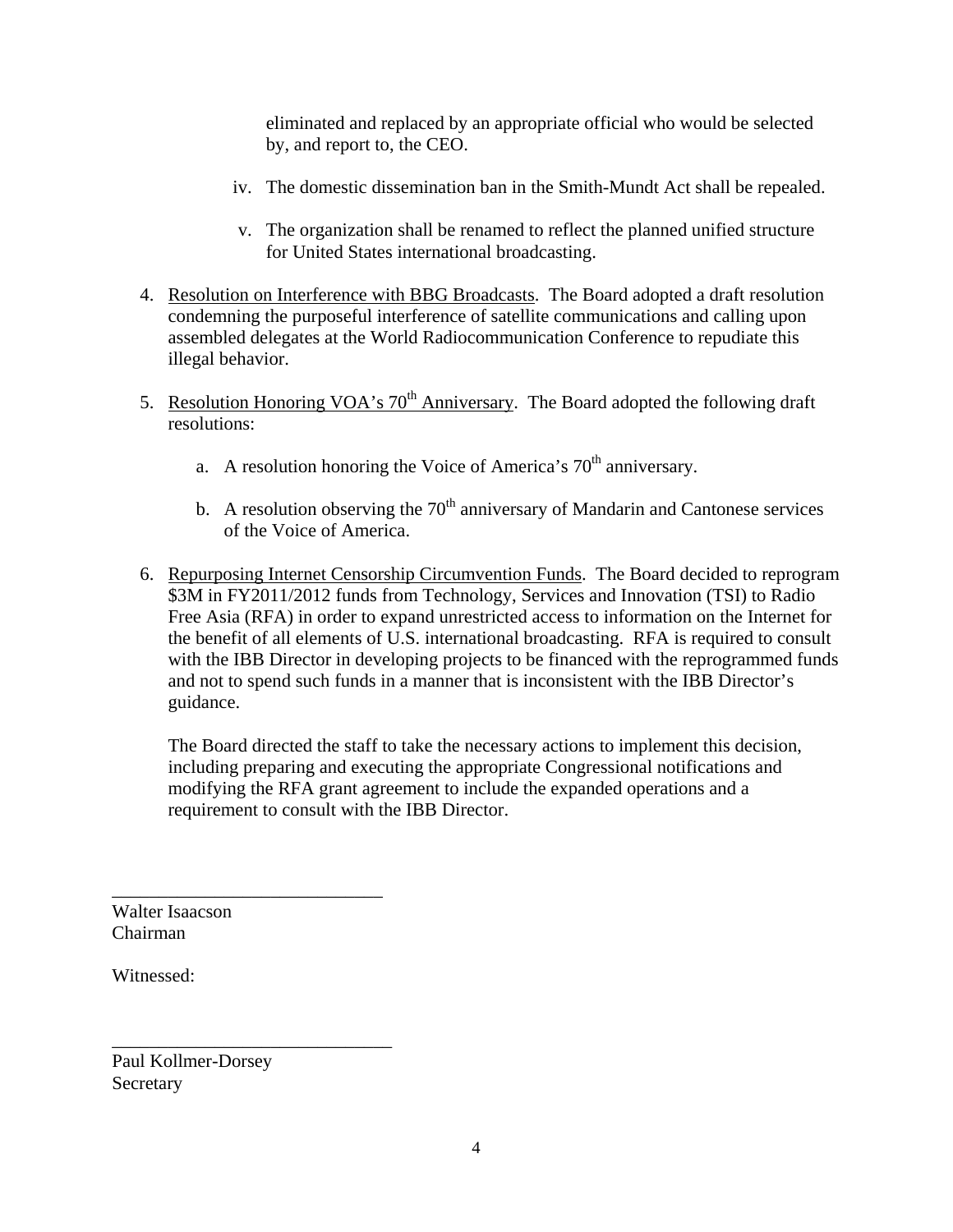eliminated and replaced by an appropriate official who would be selected by, and report to, the CEO.

iv. The domestic dissemination ban in the Smith-Mundt Act shall be repealed.

v. The organization shall be renamed to reflect the planned unified structure for United States international broadcasting.

4. <u>Resolution on Interference with BBG Broadcasts</u>. The Board adopted a draft resolution condemning the purposeful interference of satellite communications and calling upon assembled delegates at the World Radiocommunication Conference to repudiate this illegal behavior.

5. <u>Resolution Honoring VOA's 70th Anniversary</u>. The Board adopted the following draft resolutions:

   a. A resolution honoring the Voice of America's 70th anniversary.

   b. A resolution observing the 70th anniversary of Mandarin and Cantonese services of the Voice of America.

6. <u>Repurposing Internet Censorship Circumvention Funds</u>. The Board decided to reprogram $3M in FY2011/2012 funds from Technology, Services and Innovation (TSI) to Radio Free Asia (RFA) in order to expand unrestricted access to information on the Internet for the benefit of all elements of U.S. international broadcasting. RFA is required to consult with the IBB Director in developing projects to be financed with the reprogrammed funds and not to spend such funds in a manner that is inconsistent with the IBB Director's guidance.

   The Board directed the staff to take the necessary actions to implement this decision, including preparing and executing the appropriate Congressional notifications and modifying the RFA grant agreement to include the expanded operations and a requirement to consult with the IBB Director.

\_\_\_\_\_\_\_\_\_\_\_\_\_\_\_\_\_\_\_\_\_\_\_\_\_\_\_\_\_\_

Walter Isaacson
Chairman

Witnessed:

\_\_\_\_\_\_\_\_\_\_\_\_\_\_\_\_\_\_\_\_\_\_\_\_\_\_\_\_\_\_

Paul Kollmer-Dorsey
Secretary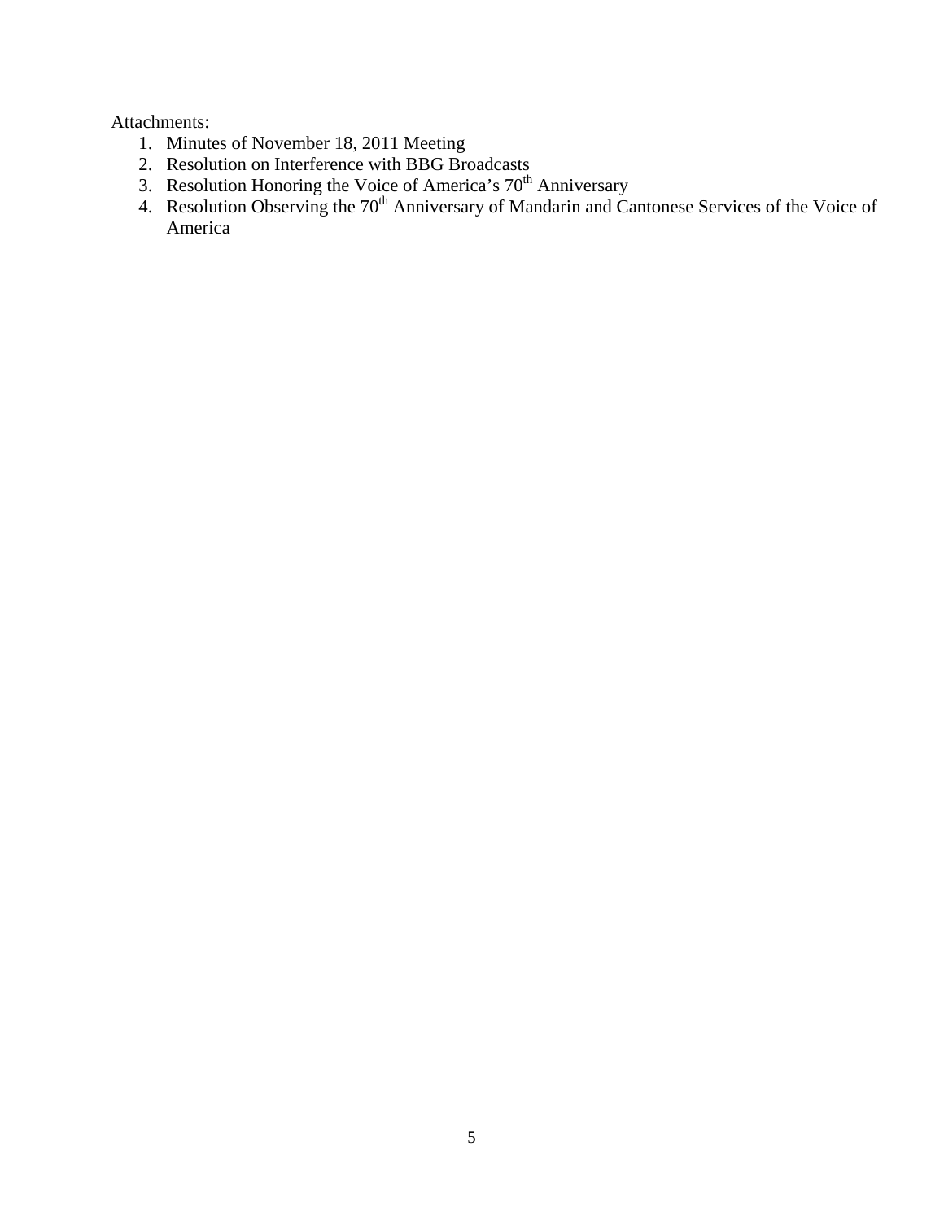Attachments:

1. Minutes of November 18, 2011 Meeting
2. Resolution on Interference with BBG Broadcasts
3. Resolution Honoring the Voice of America's 70th Anniversary
4. Resolution Observing the 70th Anniversary of Mandarin and Cantonese Services of the Voice of America